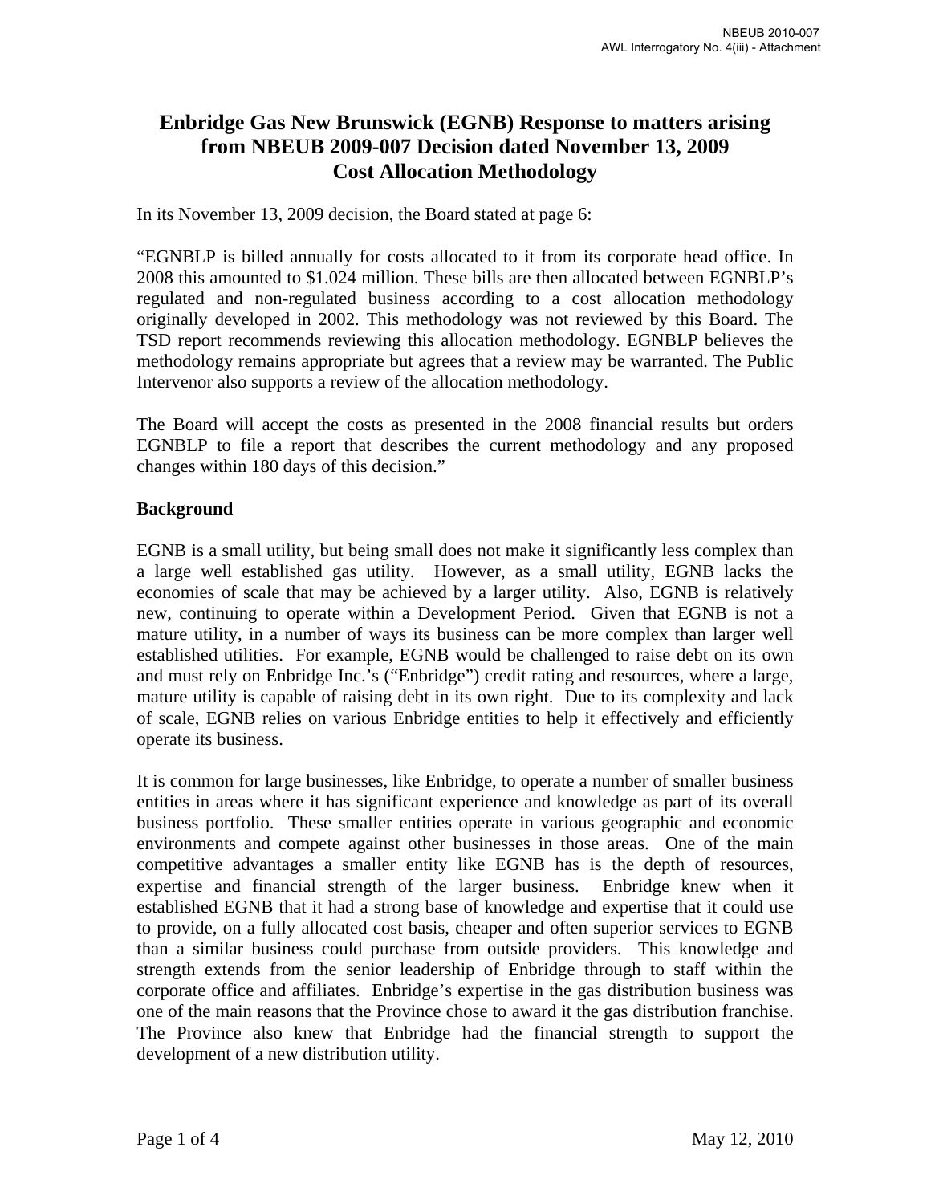# Enbridge Gas New Brunswick (EGNB) Response to matters arising from NBEUB 2009-007 Decision dated November 13, 2009 Cost Allocation Methodology

In its November 13, 2009 decision, the Board stated at page 6:

"EGNBLP is billed annually for costs allocated to it from its corporate head office. In 2008 this amounted to $1.024 million. These bills are then allocated between EGNBLP's regulated and non-regulated business according to a cost allocation methodology originally developed in 2002. This methodology was not reviewed by this Board. The TSD report recommends reviewing this allocation methodology. EGNBLP believes the methodology remains appropriate but agrees that a review may be warranted. The Public Intervenor also supports a review of the allocation methodology.

The Board will accept the costs as presented in the 2008 financial results but orders EGNBLP to file a report that describes the current methodology and any proposed changes within 180 days of this decision."

## Background

EGNB is a small utility, but being small does not make it significantly less complex than a large well established gas utility. However, as a small utility, EGNB lacks the economies of scale that may be achieved by a larger utility. Also, EGNB is relatively new, continuing to operate within a Development Period. Given that EGNB is not a mature utility, in a number of ways its business can be more complex than larger well established utilities. For example, EGNB would be challenged to raise debt on its own and must rely on Enbridge Inc.'s ("Enbridge") credit rating and resources, where a large, mature utility is capable of raising debt in its own right. Due to its complexity and lack of scale, EGNB relies on various Enbridge entities to help it effectively and efficiently operate its business.

It is common for large businesses, like Enbridge, to operate a number of smaller business entities in areas where it has significant experience and knowledge as part of its overall business portfolio. These smaller entities operate in various geographic and economic environments and compete against other businesses in those areas. One of the main competitive advantages a smaller entity like EGNB has is the depth of resources, expertise and financial strength of the larger business. Enbridge knew when it established EGNB that it had a strong base of knowledge and expertise that it could use to provide, on a fully allocated cost basis, cheaper and often superior services to EGNB than a similar business could purchase from outside providers. This knowledge and strength extends from the senior leadership of Enbridge through to staff within the corporate office and affiliates. Enbridge's expertise in the gas distribution business was one of the main reasons that the Province chose to award it the gas distribution franchise. The Province also knew that Enbridge had the financial strength to support the development of a new distribution utility.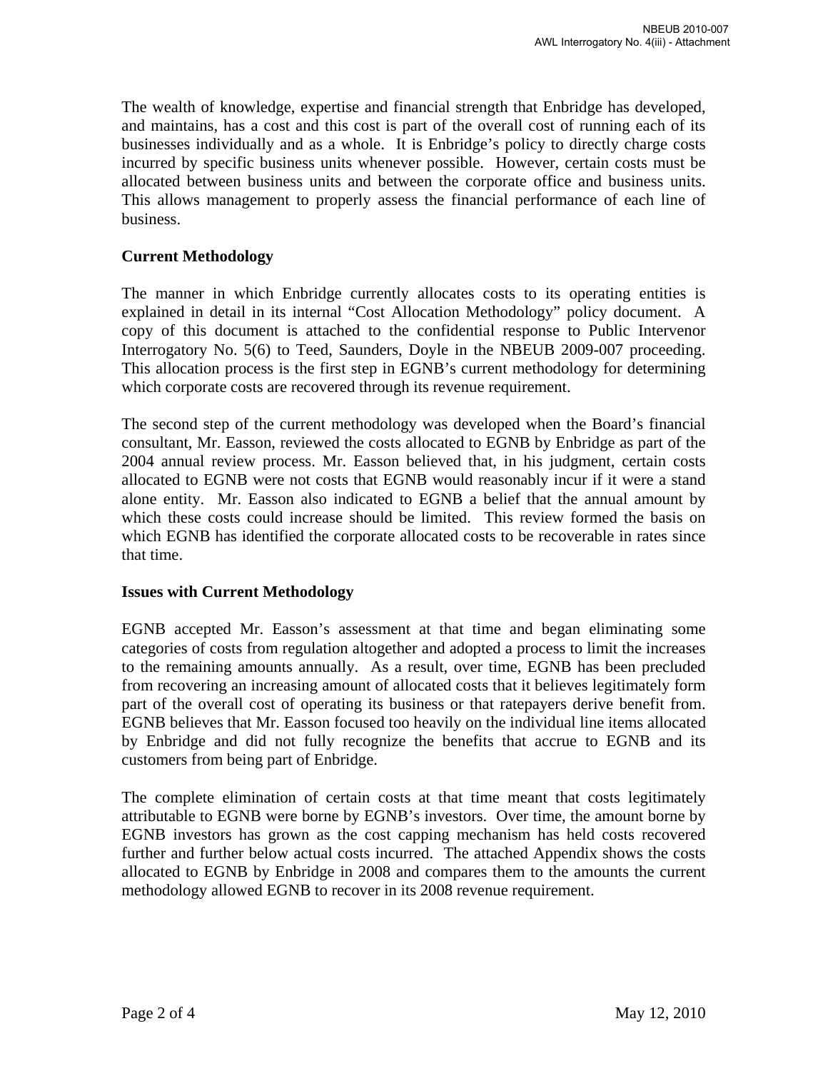The wealth of knowledge, expertise and financial strength that Enbridge has developed, and maintains, has a cost and this cost is part of the overall cost of running each of its businesses individually and as a whole. It is Enbridge's policy to directly charge costs incurred by specific business units whenever possible. However, certain costs must be allocated between business units and between the corporate office and business units. This allows management to properly assess the financial performance of each line of business.

**Current Methodology**

The manner in which Enbridge currently allocates costs to its operating entities is explained in detail in its internal "Cost Allocation Methodology" policy document. A copy of this document is attached to the confidential response to Public Intervenor Interrogatory No. 5(6) to Teed, Saunders, Doyle in the NBEUB 2009-007 proceeding. This allocation process is the first step in EGNB's current methodology for determining which corporate costs are recovered through its revenue requirement.

The second step of the current methodology was developed when the Board's financial consultant, Mr. Easson, reviewed the costs allocated to EGNB by Enbridge as part of the 2004 annual review process. Mr. Easson believed that, in his judgment, certain costs allocated to EGNB were not costs that EGNB would reasonably incur if it were a stand alone entity. Mr. Easson also indicated to EGNB a belief that the annual amount by which these costs could increase should be limited. This review formed the basis on which EGNB has identified the corporate allocated costs to be recoverable in rates since that time.

**Issues with Current Methodology**

EGNB accepted Mr. Easson's assessment at that time and began eliminating some categories of costs from regulation altogether and adopted a process to limit the increases to the remaining amounts annually. As a result, over time, EGNB has been precluded from recovering an increasing amount of allocated costs that it believes legitimately form part of the overall cost of operating its business or that ratepayers derive benefit from. EGNB believes that Mr. Easson focused too heavily on the individual line items allocated by Enbridge and did not fully recognize the benefits that accrue to EGNB and its customers from being part of Enbridge.

The complete elimination of certain costs at that time meant that costs legitimately attributable to EGNB were borne by EGNB's investors. Over time, the amount borne by EGNB investors has grown as the cost capping mechanism has held costs recovered further and further below actual costs incurred. The attached Appendix shows the costs allocated to EGNB by Enbridge in 2008 and compares them to the amounts the current methodology allowed EGNB to recover in its 2008 revenue requirement.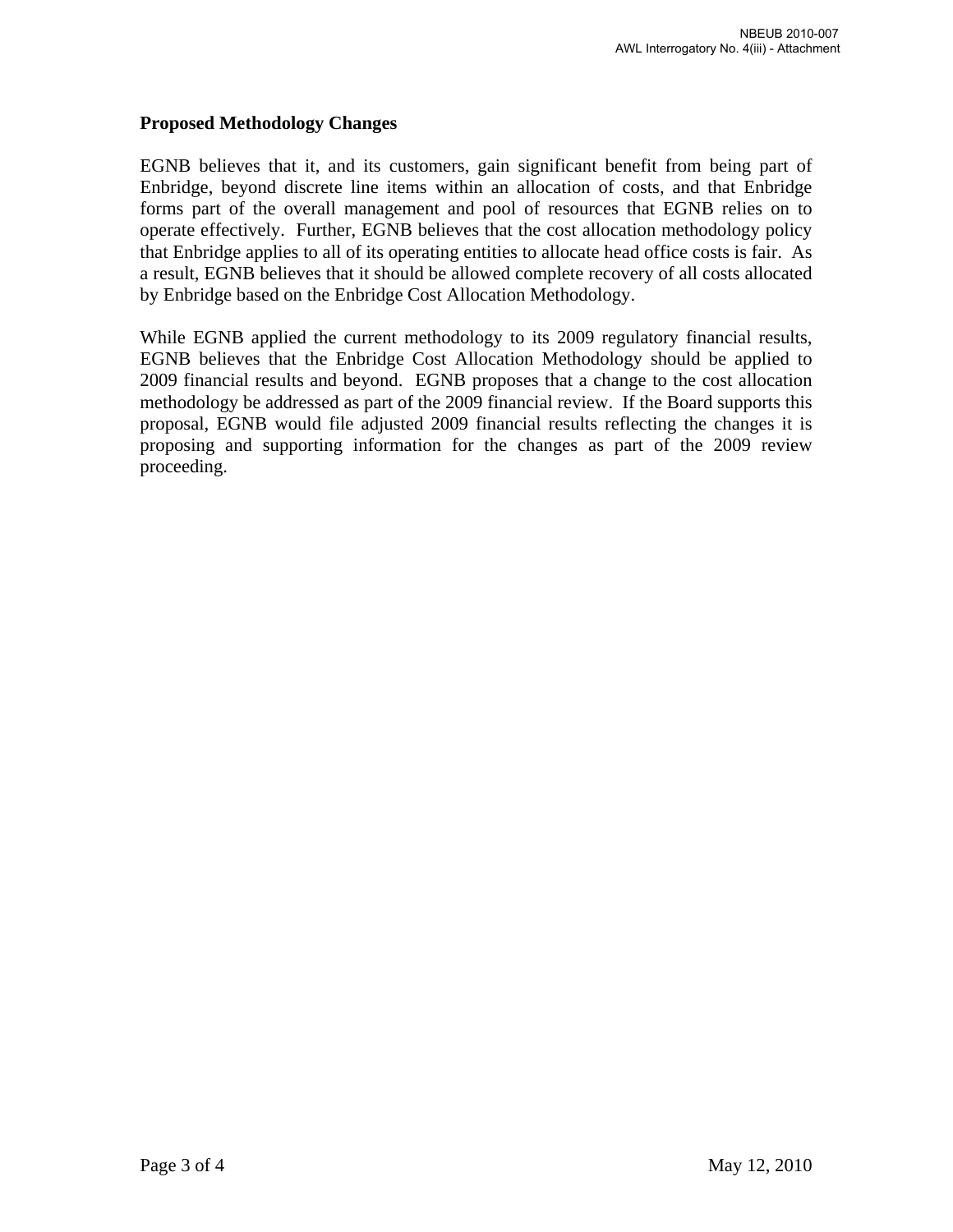**Proposed Methodology Changes**

EGNB believes that it, and its customers, gain significant benefit from being part of Enbridge, beyond discrete line items within an allocation of costs, and that Enbridge forms part of the overall management and pool of resources that EGNB relies on to operate effectively. Further, EGNB believes that the cost allocation methodology policy that Enbridge applies to all of its operating entities to allocate head office costs is fair. As a result, EGNB believes that it should be allowed complete recovery of all costs allocated by Enbridge based on the Enbridge Cost Allocation Methodology.

While EGNB applied the current methodology to its 2009 regulatory financial results, EGNB believes that the Enbridge Cost Allocation Methodology should be applied to 2009 financial results and beyond. EGNB proposes that a change to the cost allocation methodology be addressed as part of the 2009 financial review. If the Board supports this proposal, EGNB would file adjusted 2009 financial results reflecting the changes it is proposing and supporting information for the changes as part of the 2009 review proceeding.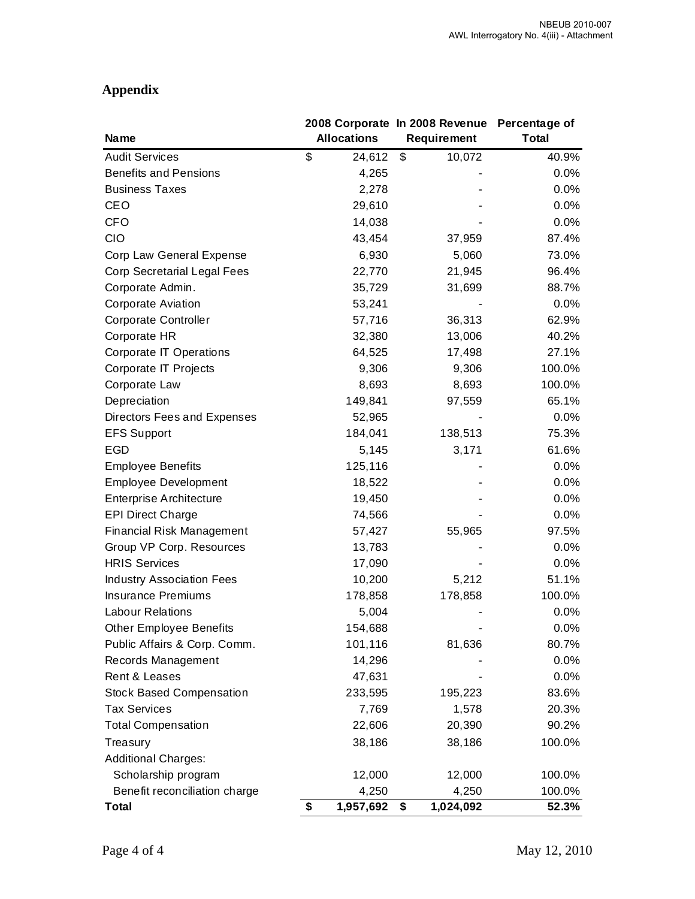## Appendix

| Name | 2008 Corporate Allocations | In 2008 Revenue Requirement | Percentage of Total |
|---|---|---|---|
| Audit Services | $ 24,612 | $ 10,072 | 40.9% |
| Benefits and Pensions | 4,265 | - | 0.0% |
| Business Taxes | 2,278 | - | 0.0% |
| CEO | 29,610 | - | 0.0% |
| CFO | 14,038 | - | 0.0% |
| CIO | 43,454 | 37,959 | 87.4% |
| Corp Law General Expense | 6,930 | 5,060 | 73.0% |
| Corp Secretarial Legal Fees | 22,770 | 21,945 | 96.4% |
| Corporate Admin. | 35,729 | 31,699 | 88.7% |
| Corporate Aviation | 53,241 | - | 0.0% |
| Corporate Controller | 57,716 | 36,313 | 62.9% |
| Corporate HR | 32,380 | 13,006 | 40.2% |
| Corporate IT Operations | 64,525 | 17,498 | 27.1% |
| Corporate IT Projects | 9,306 | 9,306 | 100.0% |
| Corporate Law | 8,693 | 8,693 | 100.0% |
| Depreciation | 149,841 | 97,559 | 65.1% |
| Directors Fees and Expenses | 52,965 | - | 0.0% |
| EFS Support | 184,041 | 138,513 | 75.3% |
| EGD | 5,145 | 3,171 | 61.6% |
| Employee Benefits | 125,116 | - | 0.0% |
| Employee Development | 18,522 | - | 0.0% |
| Enterprise Architecture | 19,450 | - | 0.0% |
| EPI Direct Charge | 74,566 | - | 0.0% |
| Financial Risk Management | 57,427 | 55,965 | 97.5% |
| Group VP Corp. Resources | 13,783 | - | 0.0% |
| HRIS Services | 17,090 | - | 0.0% |
| Industry Association Fees | 10,200 | 5,212 | 51.1% |
| Insurance Premiums | 178,858 | 178,858 | 100.0% |
| Labour Relations | 5,004 | - | 0.0% |
| Other Employee Benefits | 154,688 | - | 0.0% |
| Public Affairs & Corp. Comm. | 101,116 | 81,636 | 80.7% |
| Records Management | 14,296 | - | 0.0% |
| Rent & Leases | 47,631 | - | 0.0% |
| Stock Based Compensation | 233,595 | 195,223 | 83.6% |
| Tax Services | 7,769 | 1,578 | 20.3% |
| Total Compensation | 22,606 | 20,390 | 90.2% |
| Treasury | 38,186 | 38,186 | 100.0% |
| Additional Charges: | | | |
| Scholarship program | 12,000 | 12,000 | 100.0% |
| Benefit reconciliation charge | 4,250 | 4,250 | 100.0% |
| **Total** | **$ 1,957,692** | **$ 1,024,092** | **52.3%** |